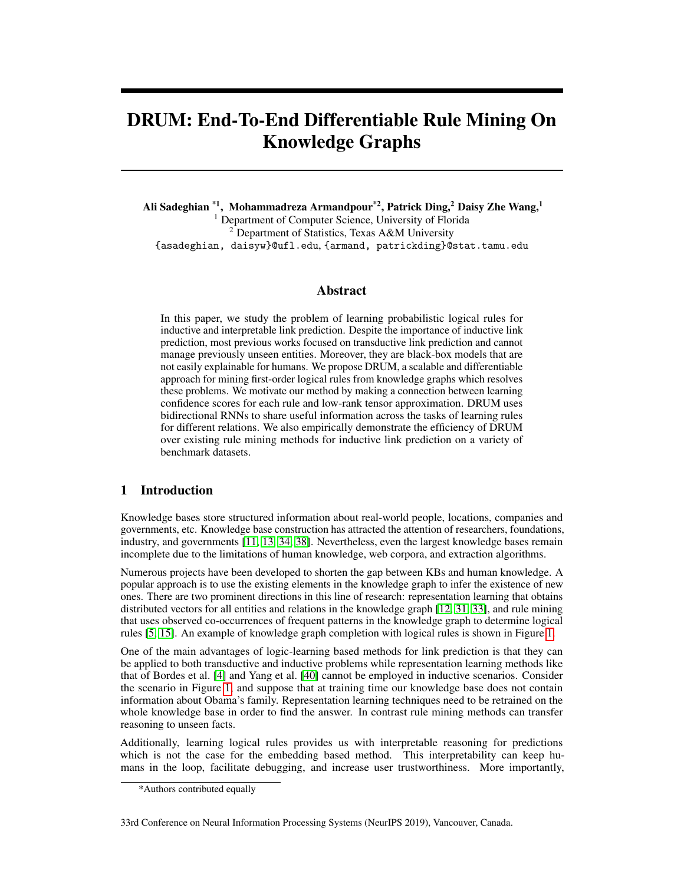# DRUM: End-To-End Differentiable Rule Mining On Knowledge Graphs

**Ali Sadeghian** [*1], **Mohammadreza Armandpour**[*2], **Patrick Ding**,[2] **Daisy Zhe Wang**,[1]

[1] Department of Computer Science, University of Florida
[2] Department of Statistics, Texas A&M University
{asadeghian, daisyw}@ufl.edu, {armand, patrickding}@stat.tamu.edu

## Abstract

In this paper, we study the problem of learning probabilistic logical rules for inductive and interpretable link prediction. Despite the importance of inductive link prediction, most previous works focused on transductive link prediction and cannot manage previously unseen entities. Moreover, they are black-box models that are not easily explainable for humans. We propose DRUM, a scalable and differentiable approach for mining first-order logical rules from knowledge graphs which resolves these problems. We motivate our method by making a connection between learning confidence scores for each rule and low-rank tensor approximation. DRUM uses bidirectional RNNs to share useful information across the tasks of learning rules for different relations. We also empirically demonstrate the efficiency of DRUM over existing rule mining methods for inductive link prediction on a variety of benchmark datasets.

## 1 Introduction

Knowledge bases store structured information about real-world people, locations, companies and governments, etc. Knowledge base construction has attracted the attention of researchers, foundations, industry, and governments [11, 13, 34, 38]. Nevertheless, even the largest knowledge bases remain incomplete due to the limitations of human knowledge, web corpora, and extraction algorithms.

Numerous projects have been developed to shorten the gap between KBs and human knowledge. A popular approach is to use the existing elements in the knowledge graph to infer the existence of new ones. There are two prominent directions in this line of research: representation learning that obtains distributed vectors for all entities and relations in the knowledge graph [12, 31, 33], and rule mining that uses observed co-occurrences of frequent patterns in the knowledge graph to determine logical rules [5, 15]. An example of knowledge graph completion with logical rules is shown in Figure 1.

One of the main advantages of logic-learning based methods for link prediction is that they can be applied to both transductive and inductive problems while representation learning methods like that of Bordes et al. [4] and Yang et al. [40] cannot be employed in inductive scenarios. Consider the scenario in Figure 1, and suppose that at training time our knowledge base does not contain information about Obama's family. Representation learning techniques need to be retrained on the whole knowledge base in order to find the answer. In contrast rule mining methods can transfer reasoning to unseen facts.

Additionally, learning logical rules provides us with interpretable reasoning for predictions which is not the case for the embedding based method. This interpretability can keep humans in the loop, facilitate debugging, and increase user trustworthiness. More importantly,

*Authors contributed equally

33rd Conference on Neural Information Processing Systems (NeurIPS 2019), Vancouver, Canada.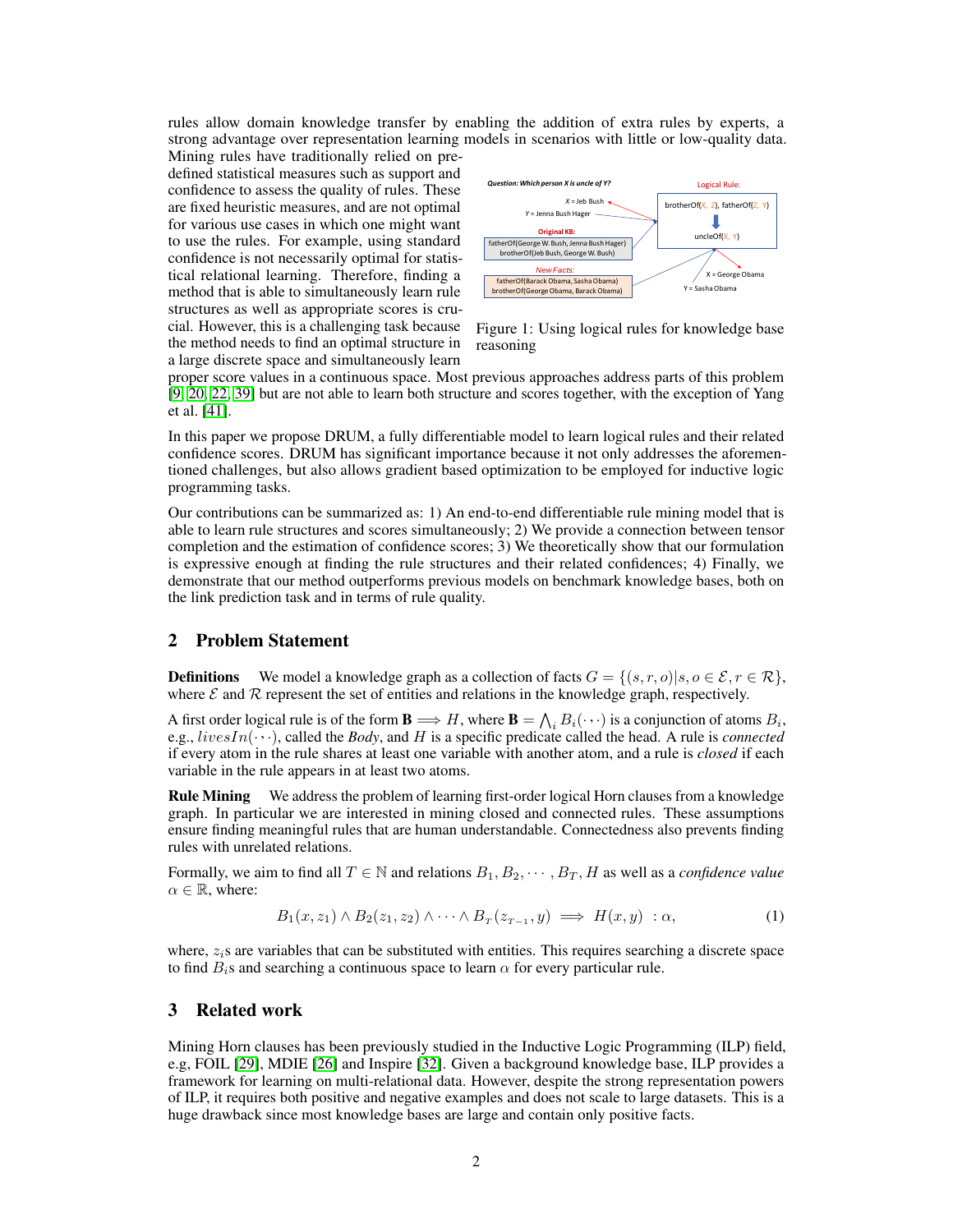rules allow domain knowledge transfer by enabling the addition of extra rules by experts, a strong advantage over representation learning models in scenarios with little or low-quality data. Mining rules have traditionally relied on pre-defined statistical measures such as support and confidence to assess the quality of rules. These are fixed heuristic measures, and are not optimal for various use cases in which one might want to use the rules. For example, using standard confidence is not necessarily optimal for statistical relational learning. Therefore, finding a method that is able to simultaneously learn rule structures as well as appropriate scores is crucial. However, this is a challenging task because the method needs to find an optimal structure in a large discrete space and simultaneously learn proper score values in a continuous space. Most previous approaches address parts of this problem [9, 20, 22, 39] but are not able to learn both structure and scores together, with the exception of Yang et al. [41].

Figure 1: Using logical rules for knowledge base reasoning

In this paper we propose DRUM, a fully differentiable model to learn logical rules and their related confidence scores. DRUM has significant importance because it not only addresses the aforementioned challenges, but also allows gradient based optimization to be employed for inductive logic programming tasks.

Our contributions can be summarized as: 1) An end-to-end differentiable rule mining model that is able to learn rule structures and scores simultaneously; 2) We provide a connection between tensor completion and the estimation of confidence scores; 3) We theoretically show that our formulation is expressive enough at finding the rule structures and their related confidences; 4) Finally, we demonstrate that our method outperforms previous models on benchmark knowledge bases, both on the link prediction task and in terms of rule quality.

## 2 Problem Statement

**Definitions** We model a knowledge graph as a collection of facts $G = \{(s, r, o) | s, o \in \mathcal{E}, r \in \mathcal{R}\}$, where $\mathcal{E}$ and $\mathcal{R}$ represent the set of entities and relations in the knowledge graph, respectively.

A first order logical rule is of the form $\mathbf{B} \implies H$, where $\mathbf{B} = \bigwedge_i B_i(\cdots)$ is a conjunction of atoms $B_i$, e.g., $livesIn(\cdots)$, called the *Body*, and $H$ is a specific predicate called the head. A rule is *connected* if every atom in the rule shares at least one variable with another atom, and a rule is *closed* if each variable in the rule appears in at least two atoms.

**Rule Mining** We address the problem of learning first-order logical Horn clauses from a knowledge graph. In particular we are interested in mining closed and connected rules. These assumptions ensure finding meaningful rules that are human understandable. Connectedness also prevents finding rules with unrelated relations.

Formally, we aim to find all $T \in \mathbb{N}$ and relations $B_1, B_2, \cdots, B_T, H$ as well as a *confidence value* $\alpha \in \mathbb{R}$, where:

$$B_1(x, z_1) \wedge B_2(z_1, z_2) \wedge \cdots \wedge B_T(z_{T-1}, y) \implies H(x, y) \ : \alpha, \tag{1}$$

where, $z_i$s are variables that can be substituted with entities. This requires searching a discrete space to find $B_i$s and searching a continuous space to learn $\alpha$ for every particular rule.

## 3 Related work

Mining Horn clauses has been previously studied in the Inductive Logic Programming (ILP) field, e.g, FOIL [29], MDIE [26] and Inspire [32]. Given a background knowledge base, ILP provides a framework for learning on multi-relational data. However, despite the strong representation powers of ILP, it requires both positive and negative examples and does not scale to large datasets. This is a huge drawback since most knowledge bases are large and contain only positive facts.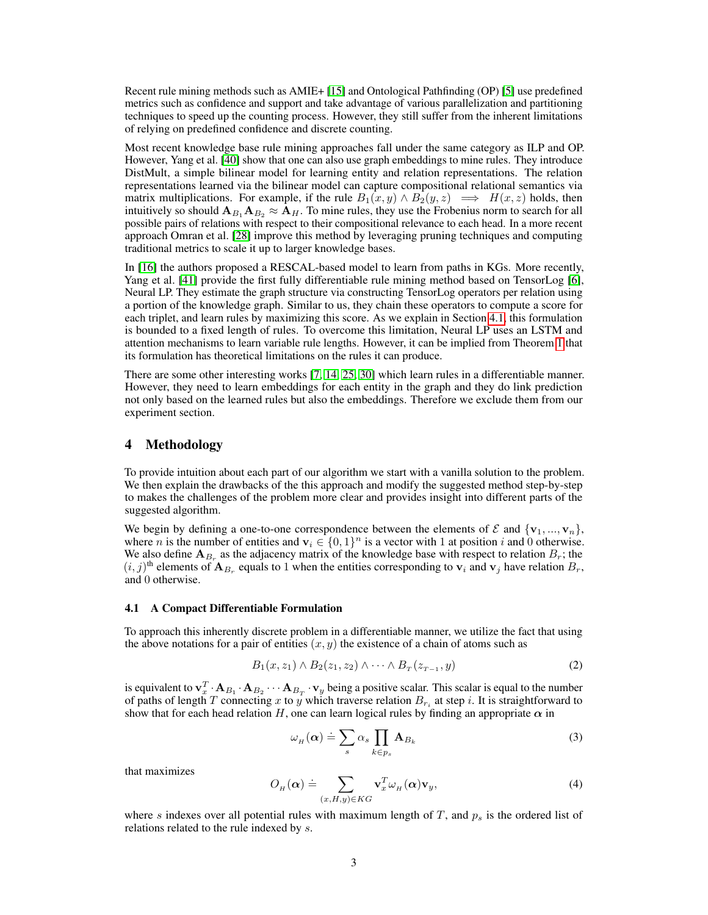Recent rule mining methods such as AMIE+ [15] and Ontological Pathfinding (OP) [5] use predefined metrics such as confidence and support and take advantage of various parallelization and partitioning techniques to speed up the counting process. However, they still suffer from the inherent limitations of relying on predefined confidence and discrete counting.

Most recent knowledge base rule mining approaches fall under the same category as ILP and OP. However, Yang et al. [40] show that one can also use graph embeddings to mine rules. They introduce DistMult, a simple bilinear model for learning entity and relation representations. The relation representations learned via the bilinear model can capture compositional relational semantics via matrix multiplications. For example, if the rule $B_1(x, y) \wedge B_2(y, z) \implies H(x, z)$ holds, then intuitively so should $\mathbf{A}_{B_1}\mathbf{A}_{B_2} \approx \mathbf{A}_H$. To mine rules, they use the Frobenius norm to search for all possible pairs of relations with respect to their compositional relevance to each head. In a more recent approach Omran et al. [28] improve this method by leveraging pruning techniques and computing traditional metrics to scale it up to larger knowledge bases.

In [16] the authors proposed a RESCAL-based model to learn from paths in KGs. More recently, Yang et al. [41] provide the first fully differentiable rule mining method based on TensorLog [6], Neural LP. They estimate the graph structure via constructing TensorLog operators per relation using a portion of the knowledge graph. Similar to us, they chain these operators to compute a score for each triplet, and learn rules by maximizing this score. As we explain in Section 4.1, this formulation is bounded to a fixed length of rules. To overcome this limitation, Neural LP uses an LSTM and attention mechanisms to learn variable rule lengths. However, it can be implied from Theorem 1 that its formulation has theoretical limitations on the rules it can produce.

There are some other interesting works [7, 14, 25, 30] which learn rules in a differentiable manner. However, they need to learn embeddings for each entity in the graph and they do link prediction not only based on the learned rules but also the embeddings. Therefore we exclude them from our experiment section.

# 4 Methodology

To provide intuition about each part of our algorithm we start with a vanilla solution to the problem. We then explain the drawbacks of the this approach and modify the suggested method step-by-step to makes the challenges of the problem more clear and provides insight into different parts of the suggested algorithm.

We begin by defining a one-to-one correspondence between the elements of $\mathcal{E}$ and $\{\mathbf{v}_1, ..., \mathbf{v}_n\}$, where $n$ is the number of entities and $\mathbf{v}_i \in \{0, 1\}^n$ is a vector with 1 at position $i$ and 0 otherwise. We also define $\mathbf{A}_{B_r}$ as the adjacency matrix of the knowledge base with respect to relation $B_r$; the $(i, j)^{\text{th}}$ elements of $\mathbf{A}_{B_r}$ equals to 1 when the entities corresponding to $\mathbf{v}_i$ and $\mathbf{v}_j$ have relation $B_r$, and 0 otherwise.

## 4.1 A Compact Differentiable Formulation

To approach this inherently discrete problem in a differentiable manner, we utilize the fact that using the above notations for a pair of entities $(x, y)$ the existence of a chain of atoms such as

$$B_1(x, z_1) \wedge B_2(z_1, z_2) \wedge \cdots \wedge B_T(z_{T-1}, y) \tag{2}$$

is equivalent to $\mathbf{v}_x^T \cdot \mathbf{A}_{B_1} \cdot \mathbf{A}_{B_2} \cdots \mathbf{A}_{B_T} \cdot \mathbf{v}_y$ being a positive scalar. This scalar is equal to the number of paths of length $T$ connecting $x$ to $y$ which traverse relation $B_{r_i}$ at step $i$. It is straightforward to show that for each head relation $H$, one can learn logical rules by finding an appropriate $\boldsymbol{\alpha}$ in

$$\omega_H(\boldsymbol{\alpha}) \doteq \sum_s \alpha_s \prod_{k \in p_s} \mathbf{A}_{B_k} \tag{3}$$

that maximizes

$$O_H(\boldsymbol{\alpha}) \doteq \sum_{(x,H,y) \in KG} \mathbf{v}_x^T \omega_H(\boldsymbol{\alpha}) \mathbf{v}_y, \tag{4}$$

where $s$ indexes over all potential rules with maximum length of $T$, and $p_s$ is the ordered list of relations related to the rule indexed by $s$.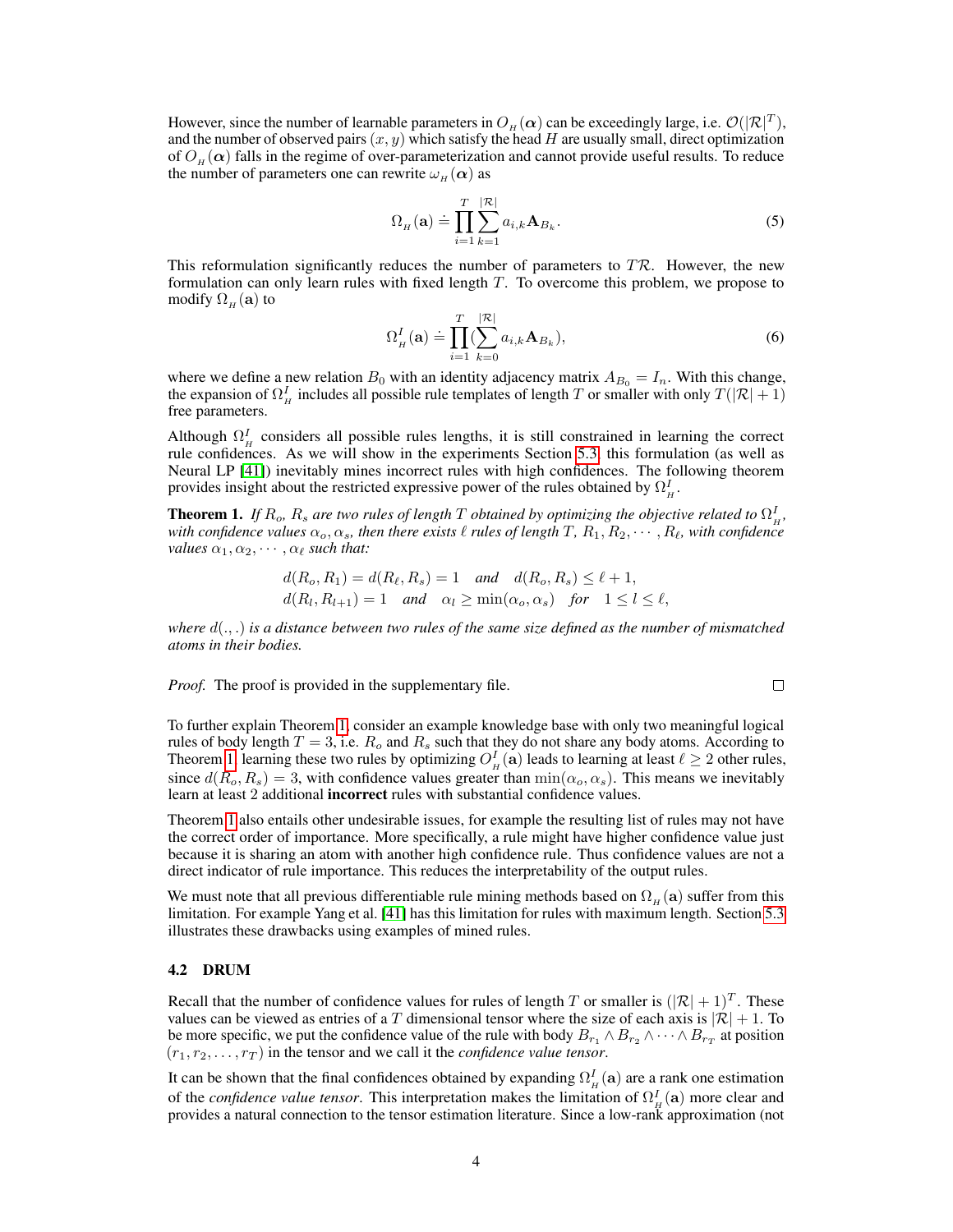However, since the number of learnable parameters in $O_{_H}(\boldsymbol{\alpha})$ can be exceedingly large, i.e. $\mathcal{O}(|\mathcal{R}|^T)$, and the number of observed pairs $(x, y)$ which satisfy the head $H$ are usually small, direct optimization of $O_{_H}(\boldsymbol{\alpha})$ falls in the regime of over-parameterization and cannot provide useful results. To reduce the number of parameters one can rewrite $\omega_{_H}(\boldsymbol{\alpha})$ as

$$\Omega_{_H}(\mathbf{a}) \doteq \prod_{i=1}^{T} \sum_{k=1}^{|\mathcal{R}|} a_{i,k} \mathbf{A}_{B_k}. \tag{5}$$

This reformulation significantly reduces the number of parameters to $T\mathcal{R}$. However, the new formulation can only learn rules with fixed length $T$. To overcome this problem, we propose to modify $\Omega_{_H}(\mathbf{a})$ to

$$\Omega^I_{_H}(\mathbf{a}) \doteq \prod_{i=1}^{T} (\sum_{k=0}^{|\mathcal{R}|} a_{i,k} \mathbf{A}_{B_k}), \tag{6}$$

where we define a new relation $B_0$ with an identity adjacency matrix $A_{B_0} = I_n$. With this change, the expansion of $\Omega^I_{_H}$ includes all possible rule templates of length $T$ or smaller with only $T(|\mathcal{R}| + 1)$ free parameters.

Although $\Omega^I_{_H}$ considers all possible rules lengths, it is still constrained in learning the correct rule confidences. As we will show in the experiments Section 5.3, this formulation (as well as Neural LP [41]) inevitably mines incorrect rules with high confidences. The following theorem provides insight about the restricted expressive power of the rules obtained by $\Omega^I_{_H}$.

**Theorem 1.** *If $R_o$, $R_s$ are two rules of length $T$ obtained by optimizing the objective related to $\Omega^I_{_H}$, with confidence values $\alpha_o, \alpha_s$, then there exists $\ell$ rules of length $T$, $R_1, R_2, \cdots, R_\ell$, with confidence values $\alpha_1, \alpha_2, \cdots, \alpha_\ell$ such that:*

$$d(R_o, R_1) = d(R_\ell, R_s) = 1 \quad \text{and} \quad d(R_o, R_s) \leq \ell + 1,$$
$$d(R_l, R_{l+1}) = 1 \quad \text{and} \quad \alpha_l \geq \min(\alpha_o, \alpha_s) \quad \text{for} \quad 1 \leq l \leq \ell,$$

*where $d(.,.)$ is a distance between two rules of the same size defined as the number of mismatched atoms in their bodies.*

*Proof.* The proof is provided in the supplementary file. □

To further explain Theorem 1, consider an example knowledge base with only two meaningful logical rules of body length $T = 3$, i.e. $R_o$ and $R_s$ such that they do not share any body atoms. According to Theorem 1, learning these two rules by optimizing $O^I_{_H}(\mathbf{a})$ leads to learning at least $\ell \geq 2$ other rules, since $d(R_o, R_s) = 3$, with confidence values greater than $\min(\alpha_o, \alpha_s)$. This means we inevitably learn at least 2 additional **incorrect** rules with substantial confidence values.

Theorem 1 also entails other undesirable issues, for example the resulting list of rules may not have the correct order of importance. More specifically, a rule might have higher confidence value just because it is sharing an atom with another high confidence rule. Thus confidence values are not a direct indicator of rule importance. This reduces the interpretability of the output rules.

We must note that all previous differentiable rule mining methods based on $\Omega_{_H}(\mathbf{a})$ suffer from this limitation. For example Yang et al. [41] has this limitation for rules with maximum length. Section 5.3 illustrates these drawbacks using examples of mined rules.

### 4.2 DRUM

Recall that the number of confidence values for rules of length $T$ or smaller is $(|\mathcal{R}| + 1)^T$. These values can be viewed as entries of a $T$ dimensional tensor where the size of each axis is $|\mathcal{R}| + 1$. To be more specific, we put the confidence value of the rule with body $B_{r_1} \wedge B_{r_2} \wedge \cdots \wedge B_{r_T}$ at position $(r_1, r_2, \ldots, r_T)$ in the tensor and we call it the *confidence value tensor*.

It can be shown that the final confidences obtained by expanding $\Omega^I_{_H}(\mathbf{a})$ are a rank one estimation of the *confidence value tensor*. This interpretation makes the limitation of $\Omega^I_{_H}(\mathbf{a})$ more clear and provides a natural connection to the tensor estimation literature. Since a low-rank approximation (not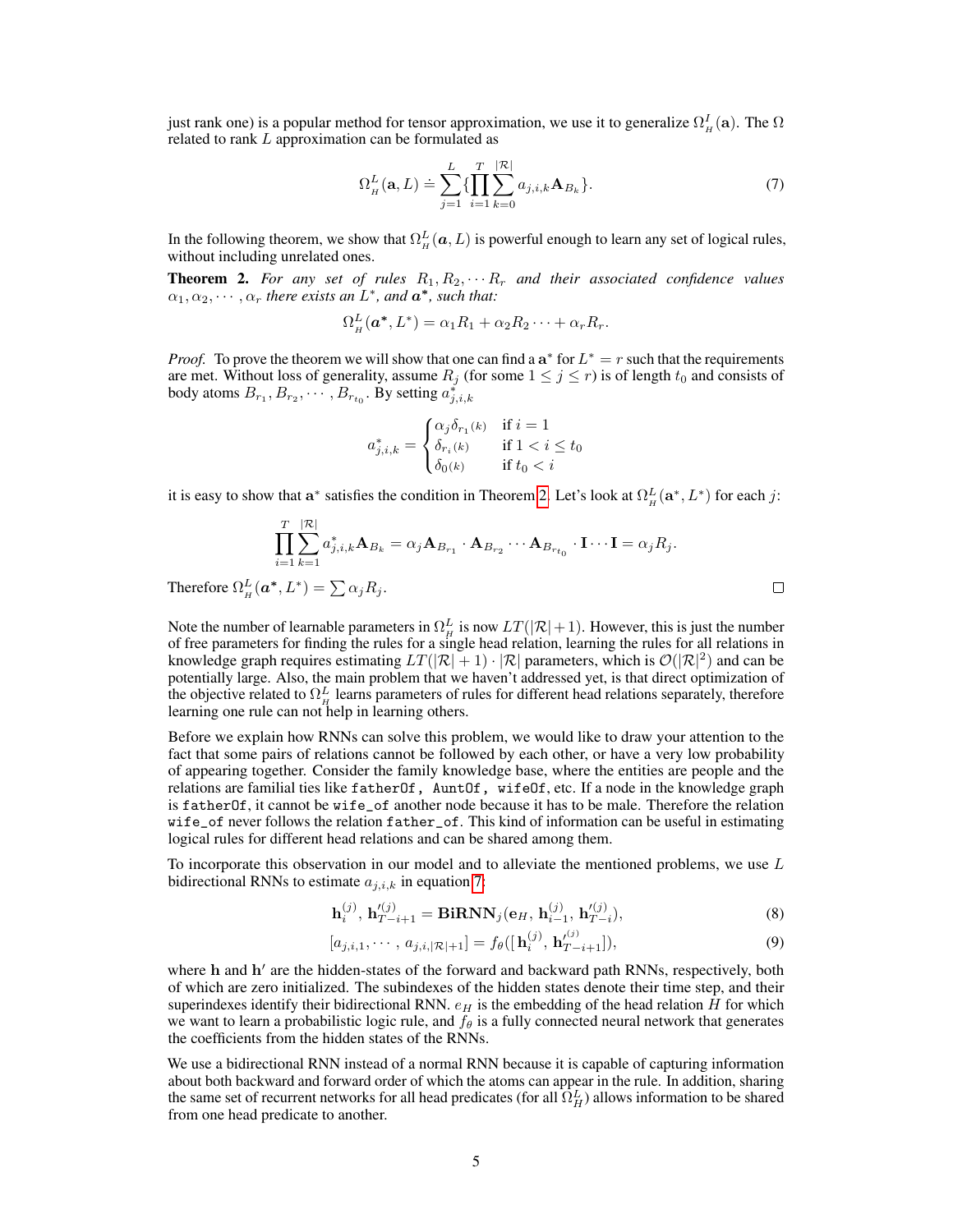just rank one) is a popular method for tensor approximation, we use it to generalize $\Omega^I_H(\mathbf{a})$. The $\Omega$ related to rank $L$ approximation can be formulated as

$$\Omega^L_H(\mathbf{a}, L) \doteq \sum_{j=1}^{L} \{ \prod_{i=1}^{T} \sum_{k=0}^{|\mathcal{R}|} a_{j,i,k} \mathbf{A}_{B_k} \}. \tag{7}$$

In the following theorem, we show that $\Omega^L_H(\boldsymbol{a}, L)$ is powerful enough to learn any set of logical rules, without including unrelated ones.

**Theorem 2.** *For any set of rules $R_1, R_2, \cdots R_r$ and their associated confidence values $\alpha_1, \alpha_2, \cdots, \alpha_r$ there exists an $L^*$, and $\boldsymbol{a}^*$, such that:*

$$\Omega^L_H(\boldsymbol{a}^*, L^*) = \alpha_1 R_1 + \alpha_2 R_2 \cdots + \alpha_r R_r.$$

*Proof.* To prove the theorem we will show that one can find a $\mathbf{a}^*$ for $L^* = r$ such that the requirements are met. Without loss of generality, assume $R_j$ (for some $1 \le j \le r$) is of length $t_0$ and consists of body atoms $B_{r_1}, B_{r_2}, \cdots, B_{r_{t_0}}$. By setting $a^*_{j,i,k}$

$$a^*_{j,i,k} = \begin{cases} \alpha_j \delta_{r_1}(k) & \text{if } i = 1 \\ \delta_{r_i}(k) & \text{if } 1 < i \le t_0 \\ \delta_0(k) & \text{if } t_0 < i \end{cases}$$

it is easy to show that $\mathbf{a}^*$ satisfies the condition in Theorem 2. Let's look at $\Omega^L_H(\mathbf{a}^*, L^*)$ for each $j$:

$$\prod_{i=1}^{T} \sum_{k=1}^{|\mathcal{R}|} a^*_{j,i,k} \mathbf{A}_{B_k} = \alpha_j \mathbf{A}_{B_{r_1}} \cdot \mathbf{A}_{B_{r_2}} \cdots \mathbf{A}_{B_{r_{t_0}}} \cdot \mathbf{I} \cdots \mathbf{I} = \alpha_j R_j.$$

Therefore $\Omega^L_H(\boldsymbol{a}^*, L^*) = \sum \alpha_j R_j$. □

Note the number of learnable parameters in $\Omega^L_H$ is now $LT(|\mathcal{R}|+1)$. However, this is just the number of free parameters for finding the rules for a single head relation, learning the rules for all relations in knowledge graph requires estimating $LT(|\mathcal{R}|+1) \cdot |\mathcal{R}|$ parameters, which is $\mathcal{O}(|\mathcal{R}|^2)$ and can be potentially large. Also, the main problem that we haven't addressed yet, is that direct optimization of the objective related to $\Omega^L_H$ learns parameters of rules for different head relations separately, therefore learning one rule can not help in learning others.

Before we explain how RNNs can solve this problem, we would like to draw your attention to the fact that some pairs of relations cannot be followed by each other, or have a very low probability of appearing together. Consider the family knowledge base, where the entities are people and the relations are familial ties like `fatherOf`, `AuntOf`, `wifeOf`, etc. If a node in the knowledge graph is `fatherOf`, it cannot be `wife_of` another node because it has to be male. Therefore the relation `wife_of` never follows the relation `father_of`. This kind of information can be useful in estimating logical rules for different head relations and can be shared among them.

To incorporate this observation in our model and to alleviate the mentioned problems, we use $L$ bidirectional RNNs to estimate $a_{j,i,k}$ in equation 7:

$$\mathbf{h}^{(j)}_i, \mathbf{h}'^{(j)}_{T-i+1} = \mathbf{BiRNN}_j(\mathbf{e}_H, \mathbf{h}^{(j)}_{i-1}, \mathbf{h}'^{(j)}_{T-i}), \tag{8}$$

$$[a_{j,i,1}, \cdots, a_{j,i,|\mathcal{R}|+1}] = f_\theta([\mathbf{h}^{(j)}_i, \mathbf{h}'^{(j)}_{T-i+1}]), \tag{9}$$

where $\mathbf{h}$ and $\mathbf{h}'$ are the hidden-states of the forward and backward path RNNs, respectively, both of which are zero initialized. The subindexes of the hidden states denote their time step, and their superindexes identify their bidirectional RNN. $e_H$ is the embedding of the head relation $H$ for which we want to learn a probabilistic logic rule, and $f_\theta$ is a fully connected neural network that generates the coefficients from the hidden states of the RNNs.

We use a bidirectional RNN instead of a normal RNN because it is capable of capturing information about both backward and forward order of which the atoms can appear in the rule. In addition, sharing the same set of recurrent networks for all head predicates (for all $\Omega^L_H$) allows information to be shared from one head predicate to another.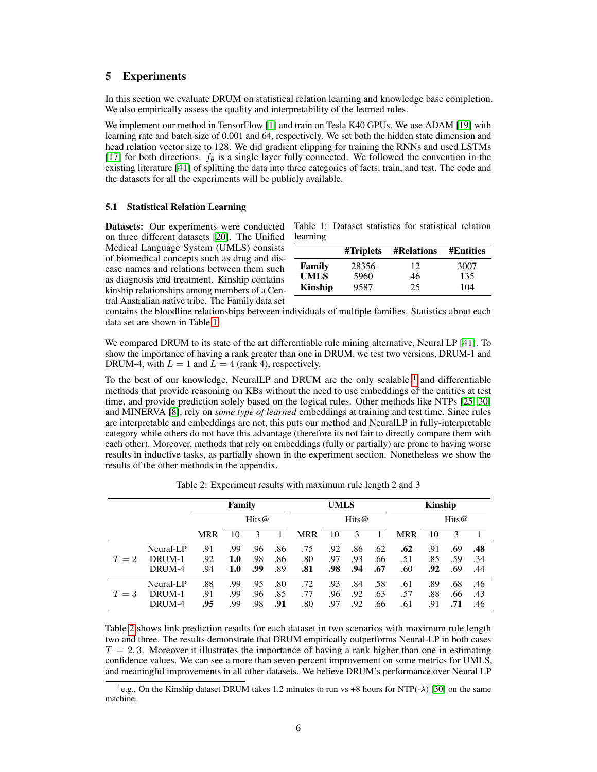## 5 Experiments

In this section we evaluate DRUM on statistical relation learning and knowledge base completion. We also empirically assess the quality and interpretability of the learned rules.

We implement our method in TensorFlow [1] and train on Tesla K40 GPUs. We use ADAM [19] with learning rate and batch size of 0.001 and 64, respectively. We set both the hidden state dimension and head relation vector size to 128. We did gradient clipping for training the RNNs and used LSTMs [17] for both directions. $f_\theta$ is a single layer fully connected. We followed the convention in the existing literature [41] of splitting the data into three categories of facts, train, and test. The code and the datasets for all the experiments will be publicly available.

### 5.1 Statistical Relation Learning

**Datasets:** Our experiments were conducted on three different datasets [20]. The Unified Medical Language System (UMLS) consists of biomedical concepts such as drug and disease names and relations between them such as diagnosis and treatment. Kinship contains kinship relationships among members of a Central Australian native tribe. The Family data set contains the bloodline relationships between individuals of multiple families. Statistics about each data set are shown in Table 1.

Table 1: Dataset statistics for statistical relation learning

| | #Triplets | #Relations | #Entities |
|---|---|---|---|
| **Family** | 28356 | 12 | 3007 |
| **UMLS** | 5960 | 46 | 135 |
| **Kinship** | 9587 | 25 | 104 |

We compared DRUM to its state of the art differentiable rule mining alternative, Neural LP [41]. To show the importance of having a rank greater than one in DRUM, we test two versions, DRUM-1 and DRUM-4, with $L = 1$ and $L = 4$ (rank 4), respectively.

To the best of our knowledge, NeuralLP and DRUM are the only scalable [1] and differentiable methods that provide reasoning on KBs without the need to use embeddings of the entities at test time, and provide prediction solely based on the logical rules. Other methods like NTPs [25, 30] and MINERVA [8], rely on *some type of learned* embeddings at training and test time. Since rules are interpretable and embeddings are not, this puts our method and NeuralLP in fully-interpretable category while others do not have this advantage (therefore its not fair to directly compare them with each other). Moreover, methods that rely on embeddings (fully or partially) are prone to having worse results in inductive tasks, as partially shown in the experiment section. Nonetheless we show the results of the other methods in the appendix.

Table 2: Experiment results with maximum rule length 2 and 3

| | | **Family** | | | | **UMLS** | | | | **Kinship** | | | |
|---|---|---|---|---|---|---|---|---|---|---|---|---|---|
| | | | Hits@ | | | | Hits@ | | | | Hits@ | | |
| | | MRR | 10 | 3 | 1 | MRR | 10 | 3 | 1 | MRR | 10 | 3 | 1 |
| $T = 2$ | Neural-LP | .91 | .99 | .96 | .86 | .75 | .92 | .86 | .62 | **.62** | .91 | .69 | **.48** |
| | DRUM-1 | .92 | **1.0** | .98 | .86 | .80 | .97 | .93 | .66 | .51 | .85 | .59 | .34 |
| | DRUM-4 | .94 | **1.0** | **.99** | .89 | **.81** | **.98** | **.94** | **.67** | .60 | **.92** | .69 | .44 |
| $T = 3$ | Neural-LP | .88 | .99 | .95 | .80 | .72 | .93 | .84 | .58 | .61 | .89 | .68 | .46 |
| | DRUM-1 | .91 | .99 | .96 | .85 | .77 | .96 | .92 | .63 | .57 | .88 | .66 | .43 |
| | DRUM-4 | **.95** | .99 | .98 | **.91** | .80 | .97 | .92 | .66 | .61 | .91 | **.71** | .46 |

Table 2 shows link prediction results for each dataset in two scenarios with maximum rule length two and three. The results demonstrate that DRUM empirically outperforms Neural-LP in both cases $T = 2, 3$. Moreover it illustrates the importance of having a rank higher than one in estimating confidence values. We can see a more than seven percent improvement on some metrics for UMLS, and meaningful improvements in all other datasets. We believe DRUM's performance over Neural LP

[1] e.g., On the Kinship dataset DRUM takes 1.2 minutes to run vs +8 hours for NTP(-$\lambda$) [30] on the same machine.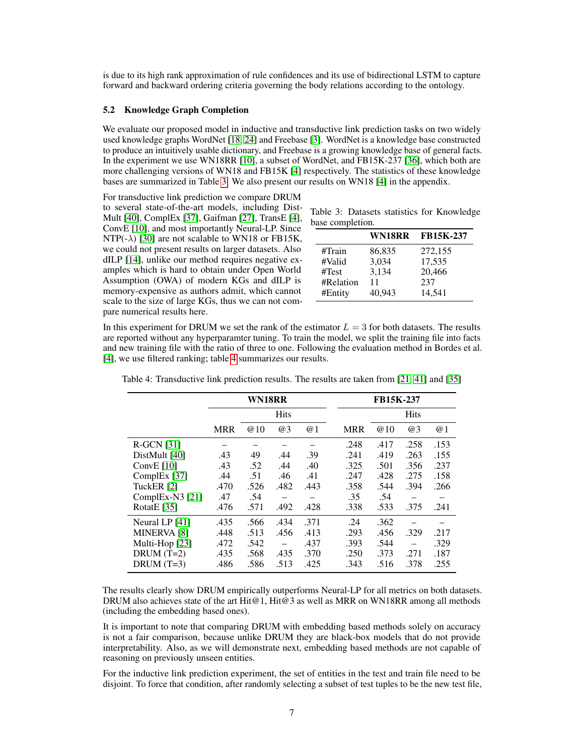is due to its high rank approximation of rule confidences and its use of bidirectional LSTM to capture forward and backward ordering criteria governing the body relations according to the ontology.

### 5.2 Knowledge Graph Completion

We evaluate our proposed model in inductive and transductive link prediction tasks on two widely used knowledge graphs WordNet [18, 24] and Freebase [3]. WordNet is a knowledge base constructed to produce an intuitively usable dictionary, and Freebase is a growing knowledge base of general facts. In the experiment we use WN18RR [10], a subset of WordNet, and FB15K-237 [36], which both are more challenging versions of WN18 and FB15K [4] respectively. The statistics of these knowledge bases are summarized in Table 3. We also present our results on WN18 [4] in the appendix.

For transductive link prediction we compare DRUM to several state-of-the-art models, including DistMult [40], ComplEx [37], Gaifman [27], TransE [4], ConvE [10], and most importantly Neural-LP. Since NTP($-\lambda$) [30] are not scalable to WN18 or FB15K, we could not present results on larger datasets. Also dILP [14], unlike our method requires negative examples which is hard to obtain under Open World Assumption (OWA) of modern KGs and dILP is memory-expensive as authors admit, which cannot scale to the size of large KGs, thus we can not compare numerical results here.

Table 3: Datasets statistics for Knowledge base completion.

| | WN18RR | FB15K-237 |
|---|---|---|
| #Train | 86,835 | 272,155 |
| #Valid | 3,034 | 17,535 |
| #Test | 3,134 | 20,466 |
| #Relation | 11 | 237 |
| #Entity | 40,943 | 14,541 |

In this experiment for DRUM we set the rank of the estimator $L = 3$ for both datasets. The results are reported without any hyperparamter tuning. To train the model, we split the training file into facts and new training file with the ratio of three to one. Following the evaluation method in Bordes et al. [4], we use filtered ranking; table 4 summarizes our results.

Table 4: Transductive link prediction results. The results are taken from [21, 41] and [35]

| | WN18RR | | | | FB15K-237 | | | |
|---|---|---|---|---|---|---|---|---|
| | | Hits | | | | Hits | | |
| | MRR | @10 | @3 | @1 | MRR | @10 | @3 | @1 |
| R-GCN [31] | – | – | – | – | .248 | .417 | .258 | .153 |
| DistMult [40] | .43 | 49 | .44 | .39 | .241 | .419 | .263 | .155 |
| ConvE [10] | .43 | .52 | .44 | .40 | .325 | .501 | .356 | .237 |
| ComplEx [37] | .44 | .51 | .46 | .41 | .247 | .428 | .275 | .158 |
| TuckER [2] | .470 | .526 | .482 | .443 | .358 | .544 | .394 | .266 |
| ComplEx-N3 [21] | .47 | .54 | – | – | .35 | .54 | – | – |
| RotatE [35] | .476 | .571 | .492 | .428 | .338 | .533 | .375 | .241 |
| Neural LP [41] | .435 | .566 | .434 | .371 | .24 | .362 | – | – |
| MINERVA [8] | .448 | .513 | .456 | .413 | .293 | .456 | .329 | .217 |
| Multi-Hop [23] | .472 | .542 | – | .437 | .393 | .544 | – | .329 |
| DRUM (T=2) | .435 | .568 | .435 | .370 | .250 | .373 | .271 | .187 |
| DRUM (T=3) | .486 | .586 | .513 | .425 | .343 | .516 | .378 | .255 |

The results clearly show DRUM empirically outperforms Neural-LP for all metrics on both datasets. DRUM also achieves state of the art Hit@1, Hit@3 as well as MRR on WN18RR among all methods (including the embedding based ones).

It is important to note that comparing DRUM with embedding based methods solely on accuracy is not a fair comparison, because unlike DRUM they are black-box models that do not provide interpretability. Also, as we will demonstrate next, embedding based methods are not capable of reasoning on previously unseen entities.

For the inductive link prediction experiment, the set of entities in the test and train file need to be disjoint. To force that condition, after randomly selecting a subset of test tuples to be the new test file,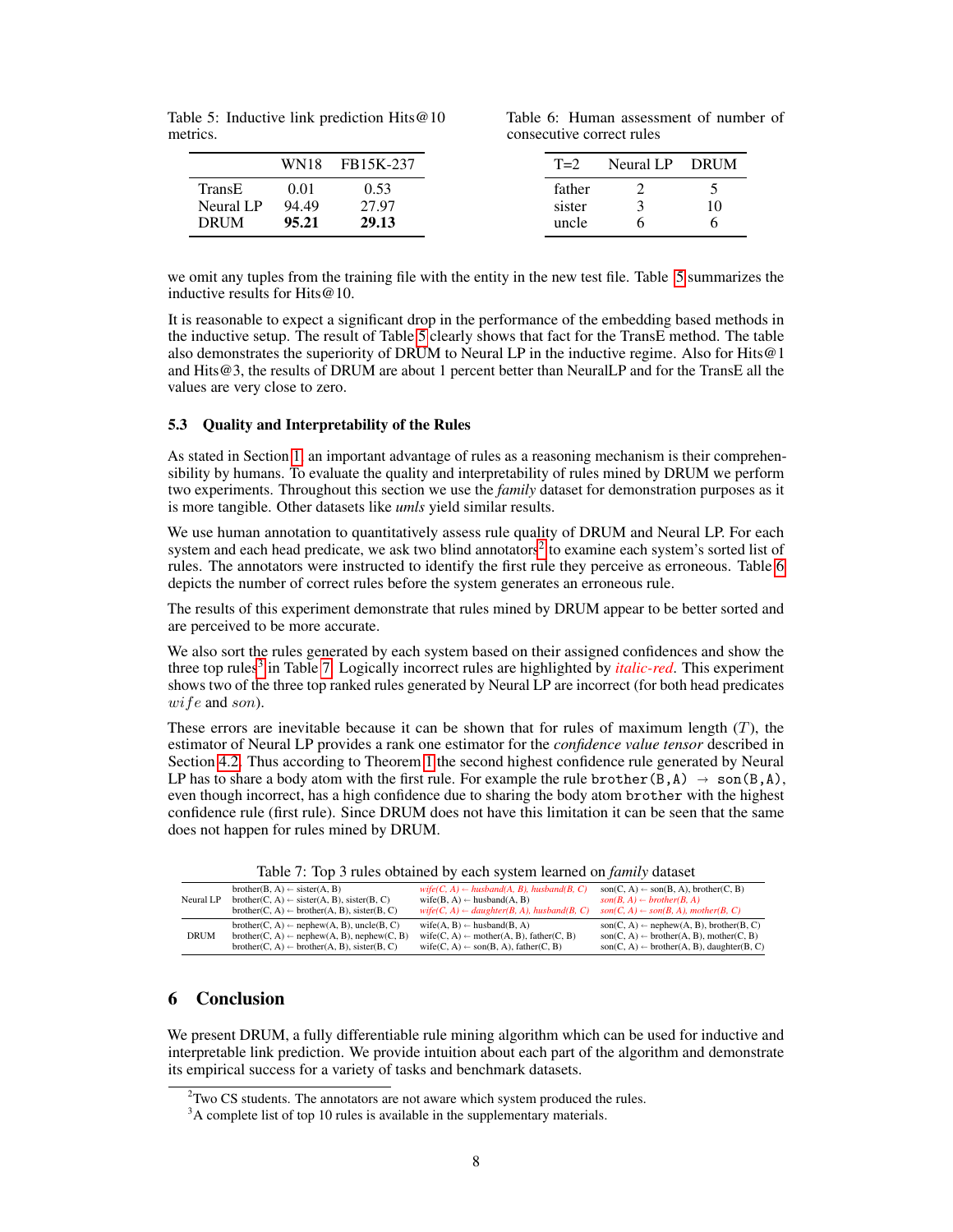Table 5: Inductive link prediction Hits@10 metrics.

| | WN18 | FB15K-237 |
|---|---|---|
| TransE | 0.01 | 0.53 |
| Neural LP | 94.49 | 27.97 |
| DRUM | **95.21** | **29.13** |

Table 6: Human assessment of number of consecutive correct rules

| T=2 | Neural LP | DRUM |
|---|---|---|
| father | 2 | 5 |
| sister | 3 | 10 |
| uncle | 6 | 6 |

we omit any tuples from the training file with the entity in the new test file. Table 5 summarizes the inductive results for Hits@10.

It is reasonable to expect a significant drop in the performance of the embedding based methods in the inductive setup. The result of Table 5 clearly shows that fact for the TransE method. The table also demonstrates the superiority of DRUM to Neural LP in the inductive regime. Also for Hits@1 and Hits@3, the results of DRUM are about 1 percent better than NeuralLP and for the TransE all the values are very close to zero.

### 5.3 Quality and Interpretability of the Rules

As stated in Section 1, an important advantage of rules as a reasoning mechanism is their comprehensibility by humans. To evaluate the quality and interpretability of rules mined by DRUM we perform two experiments. Throughout this section we use the *family* dataset for demonstration purposes as it is more tangible. Other datasets like *umls* yield similar results.

We use human annotation to quantitatively assess rule quality of DRUM and Neural LP. For each system and each head predicate, we ask two blind annotators[2] to examine each system's sorted list of rules. The annotators were instructed to identify the first rule they perceive as erroneous. Table 6 depicts the number of correct rules before the system generates an erroneous rule.

The results of this experiment demonstrate that rules mined by DRUM appear to be better sorted and are perceived to be more accurate.

We also sort the rules generated by each system based on their assigned confidences and show the three top rules[3] in Table 7. Logically incorrect rules are highlighted by *italic-red*. This experiment shows two of the three top ranked rules generated by Neural LP are incorrect (for both head predicates $wife$ and $son$).

These errors are inevitable because it can be shown that for rules of maximum length ($T$), the estimator of Neural LP provides a rank one estimator for the *confidence value tensor* described in Section 4.2. Thus according to Theorem 1 the second highest confidence rule generated by Neural LP has to share a body atom with the first rule. For example the rule `brother(B,A)` $\rightarrow$ `son(B,A)`, even though incorrect, has a high confidence due to sharing the body atom `brother` with the highest confidence rule (first rule). Since DRUM does not have this limitation it can be seen that the same does not happen for rules mined by DRUM.

Table 7: Top 3 rules obtained by each system learned on *family* dataset

| | | | |
|---|---|---|---|
| Neural LP | brother(B, A) ← sister(A, B)<br>brother(C, A) ← sister(A, B), sister(B, C)<br>brother(C, A) ← brother(A, B), sister(B, C) | *wife(C, A) ← husband(A, B), husband(B, C)*<br>wife(B, A) ← husband(A, B)<br>*wife(C, A) ← daughter(B, A), husband(B, C)* | son(C, A) ← son(B, A), brother(C, B)<br>*son(B, A) ← brother(B, A)*<br>*son(C, A) ← son(B, A), mother(B, C)* |
| DRUM | brother(C, A) ← nephew(A, B), uncle(B, C)<br>brother(C, A) ← nephew(A, B), nephew(C, B)<br>brother(C, A) ← brother(A, B), sister(B, C) | wife(A, B) ← husband(B, A)<br>wife(C, A) ← mother(A, B), father(C, B)<br>wife(C, A) ← son(B, A), father(C, B) | son(C, A) ← nephew(A, B), brother(B, C)<br>son(C, A) ← brother(A, B), mother(C, B)<br>son(C, A) ← brother(A, B), daughter(B, C) |

## 6 Conclusion

We present DRUM, a fully differentiable rule mining algorithm which can be used for inductive and interpretable link prediction. We provide intuition about each part of the algorithm and demonstrate its empirical success for a variety of tasks and benchmark datasets.

[2] Two CS students. The annotators are not aware which system produced the rules.

[3] A complete list of top 10 rules is available in the supplementary materials.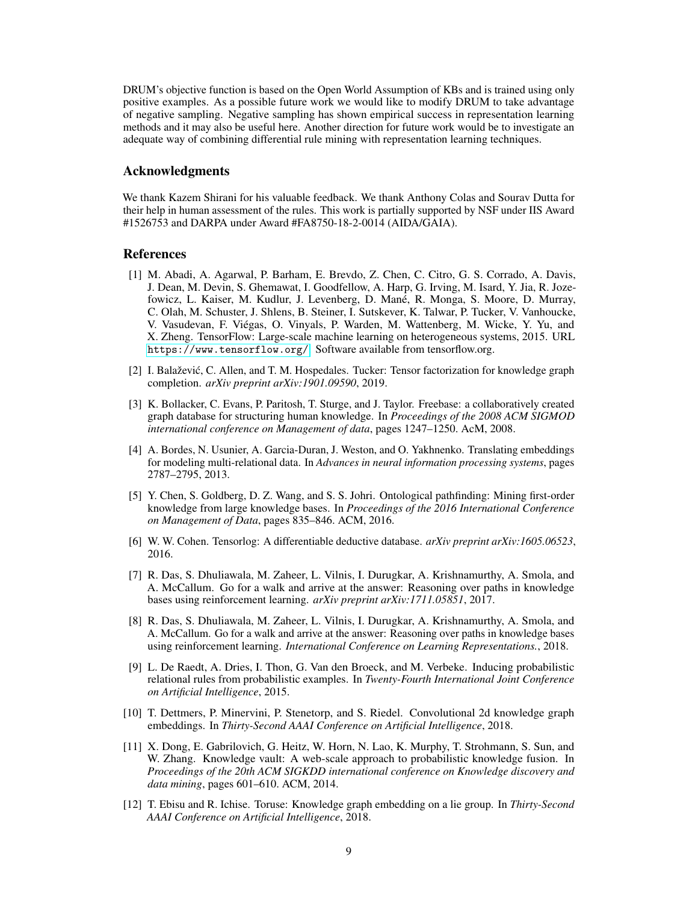DRUM's objective function is based on the Open World Assumption of KBs and is trained using only positive examples. As a possible future work we would like to modify DRUM to take advantage of negative sampling. Negative sampling has shown empirical success in representation learning methods and it may also be useful here. Another direction for future work would be to investigate an adequate way of combining differential rule mining with representation learning techniques.

## Acknowledgments

We thank Kazem Shirani for his valuable feedback. We thank Anthony Colas and Sourav Dutta for their help in human assessment of the rules. This work is partially supported by NSF under IIS Award #1526753 and DARPA under Award #FA8750-18-2-0014 (AIDA/GAIA).

## References

[1] M. Abadi, A. Agarwal, P. Barham, E. Brevdo, Z. Chen, C. Citro, G. S. Corrado, A. Davis, J. Dean, M. Devin, S. Ghemawat, I. Goodfellow, A. Harp, G. Irving, M. Isard, Y. Jia, R. Jozefowicz, L. Kaiser, M. Kudlur, J. Levenberg, D. Mané, R. Monga, S. Moore, D. Murray, C. Olah, M. Schuster, J. Shlens, B. Steiner, I. Sutskever, K. Talwar, P. Tucker, V. Vanhoucke, V. Vasudevan, F. Viégas, O. Vinyals, P. Warden, M. Wattenberg, M. Wicke, Y. Yu, and X. Zheng. TensorFlow: Large-scale machine learning on heterogeneous systems, 2015. URL https://www.tensorflow.org/. Software available from tensorflow.org.

[2] I. Balažević, C. Allen, and T. M. Hospedales. Tucker: Tensor factorization for knowledge graph completion. *arXiv preprint arXiv:1901.09590*, 2019.

[3] K. Bollacker, C. Evans, P. Paritosh, T. Sturge, and J. Taylor. Freebase: a collaboratively created graph database for structuring human knowledge. In *Proceedings of the 2008 ACM SIGMOD international conference on Management of data*, pages 1247–1250. AcM, 2008.

[4] A. Bordes, N. Usunier, A. Garcia-Duran, J. Weston, and O. Yakhnenko. Translating embeddings for modeling multi-relational data. In *Advances in neural information processing systems*, pages 2787–2795, 2013.

[5] Y. Chen, S. Goldberg, D. Z. Wang, and S. S. Johri. Ontological pathfinding: Mining first-order knowledge from large knowledge bases. In *Proceedings of the 2016 International Conference on Management of Data*, pages 835–846. ACM, 2016.

[6] W. W. Cohen. Tensorlog: A differentiable deductive database. *arXiv preprint arXiv:1605.06523*, 2016.

[7] R. Das, S. Dhuliawala, M. Zaheer, L. Vilnis, I. Durugkar, A. Krishnamurthy, A. Smola, and A. McCallum. Go for a walk and arrive at the answer: Reasoning over paths in knowledge bases using reinforcement learning. *arXiv preprint arXiv:1711.05851*, 2017.

[8] R. Das, S. Dhuliawala, M. Zaheer, L. Vilnis, I. Durugkar, A. Krishnamurthy, A. Smola, and A. McCallum. Go for a walk and arrive at the answer: Reasoning over paths in knowledge bases using reinforcement learning. *International Conference on Learning Representations.*, 2018.

[9] L. De Raedt, A. Dries, I. Thon, G. Van den Broeck, and M. Verbeke. Inducing probabilistic relational rules from probabilistic examples. In *Twenty-Fourth International Joint Conference on Artificial Intelligence*, 2015.

[10] T. Dettmers, P. Minervini, P. Stenetorp, and S. Riedel. Convolutional 2d knowledge graph embeddings. In *Thirty-Second AAAI Conference on Artificial Intelligence*, 2018.

[11] X. Dong, E. Gabrilovich, G. Heitz, W. Horn, N. Lao, K. Murphy, T. Strohmann, S. Sun, and W. Zhang. Knowledge vault: A web-scale approach to probabilistic knowledge fusion. In *Proceedings of the 20th ACM SIGKDD international conference on Knowledge discovery and data mining*, pages 601–610. ACM, 2014.

[12] T. Ebisu and R. Ichise. Toruse: Knowledge graph embedding on a lie group. In *Thirty-Second AAAI Conference on Artificial Intelligence*, 2018.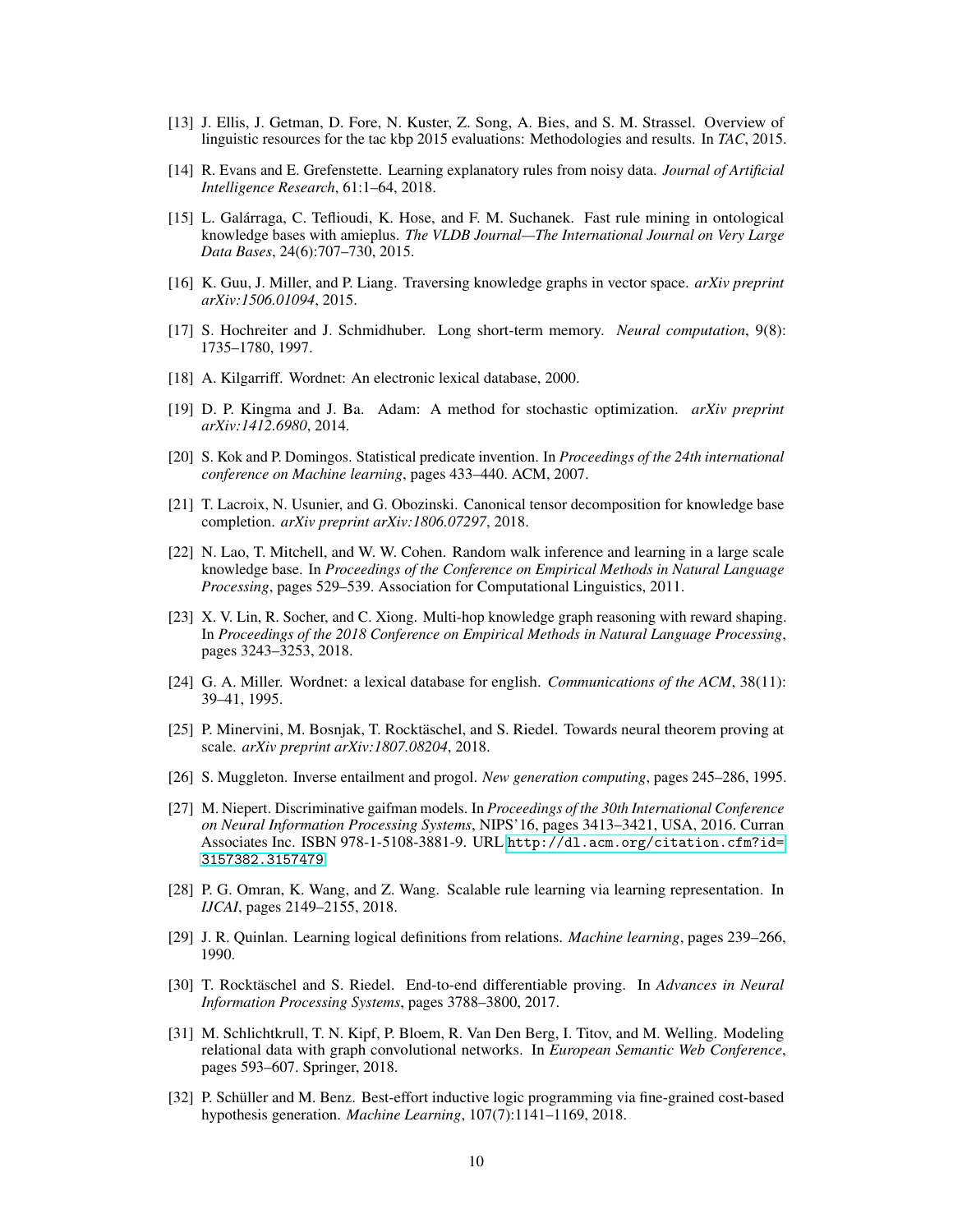[13] J. Ellis, J. Getman, D. Fore, N. Kuster, Z. Song, A. Bies, and S. M. Strassel. Overview of linguistic resources for the tac kbp 2015 evaluations: Methodologies and results. In *TAC*, 2015.

[14] R. Evans and E. Grefenstette. Learning explanatory rules from noisy data. *Journal of Artificial Intelligence Research*, 61:1–64, 2018.

[15] L. Galárraga, C. Teflioudi, K. Hose, and F. M. Suchanek. Fast rule mining in ontological knowledge bases with amieplus. *The VLDB Journal—The International Journal on Very Large Data Bases*, 24(6):707–730, 2015.

[16] K. Guu, J. Miller, and P. Liang. Traversing knowledge graphs in vector space. *arXiv preprint arXiv:1506.01094*, 2015.

[17] S. Hochreiter and J. Schmidhuber. Long short-term memory. *Neural computation*, 9(8): 1735–1780, 1997.

[18] A. Kilgarriff. Wordnet: An electronic lexical database, 2000.

[19] D. P. Kingma and J. Ba. Adam: A method for stochastic optimization. *arXiv preprint arXiv:1412.6980*, 2014.

[20] S. Kok and P. Domingos. Statistical predicate invention. In *Proceedings of the 24th international conference on Machine learning*, pages 433–440. ACM, 2007.

[21] T. Lacroix, N. Usunier, and G. Obozinski. Canonical tensor decomposition for knowledge base completion. *arXiv preprint arXiv:1806.07297*, 2018.

[22] N. Lao, T. Mitchell, and W. W. Cohen. Random walk inference and learning in a large scale knowledge base. In *Proceedings of the Conference on Empirical Methods in Natural Language Processing*, pages 529–539. Association for Computational Linguistics, 2011.

[23] X. V. Lin, R. Socher, and C. Xiong. Multi-hop knowledge graph reasoning with reward shaping. In *Proceedings of the 2018 Conference on Empirical Methods in Natural Language Processing*, pages 3243–3253, 2018.

[24] G. A. Miller. Wordnet: a lexical database for english. *Communications of the ACM*, 38(11): 39–41, 1995.

[25] P. Minervini, M. Bosnjak, T. Rocktäschel, and S. Riedel. Towards neural theorem proving at scale. *arXiv preprint arXiv:1807.08204*, 2018.

[26] S. Muggleton. Inverse entailment and progol. *New generation computing*, pages 245–286, 1995.

[27] M. Niepert. Discriminative gaifman models. In *Proceedings of the 30th International Conference on Neural Information Processing Systems*, NIPS'16, pages 3413–3421, USA, 2016. Curran Associates Inc. ISBN 978-1-5108-3881-9. URL http://dl.acm.org/citation.cfm?id=3157382.3157479.

[28] P. G. Omran, K. Wang, and Z. Wang. Scalable rule learning via learning representation. In *IJCAI*, pages 2149–2155, 2018.

[29] J. R. Quinlan. Learning logical definitions from relations. *Machine learning*, pages 239–266, 1990.

[30] T. Rocktäschel and S. Riedel. End-to-end differentiable proving. In *Advances in Neural Information Processing Systems*, pages 3788–3800, 2017.

[31] M. Schlichtkrull, T. N. Kipf, P. Bloem, R. Van Den Berg, I. Titov, and M. Welling. Modeling relational data with graph convolutional networks. In *European Semantic Web Conference*, pages 593–607. Springer, 2018.

[32] P. Schüller and M. Benz. Best-effort inductive logic programming via fine-grained cost-based hypothesis generation. *Machine Learning*, 107(7):1141–1169, 2018.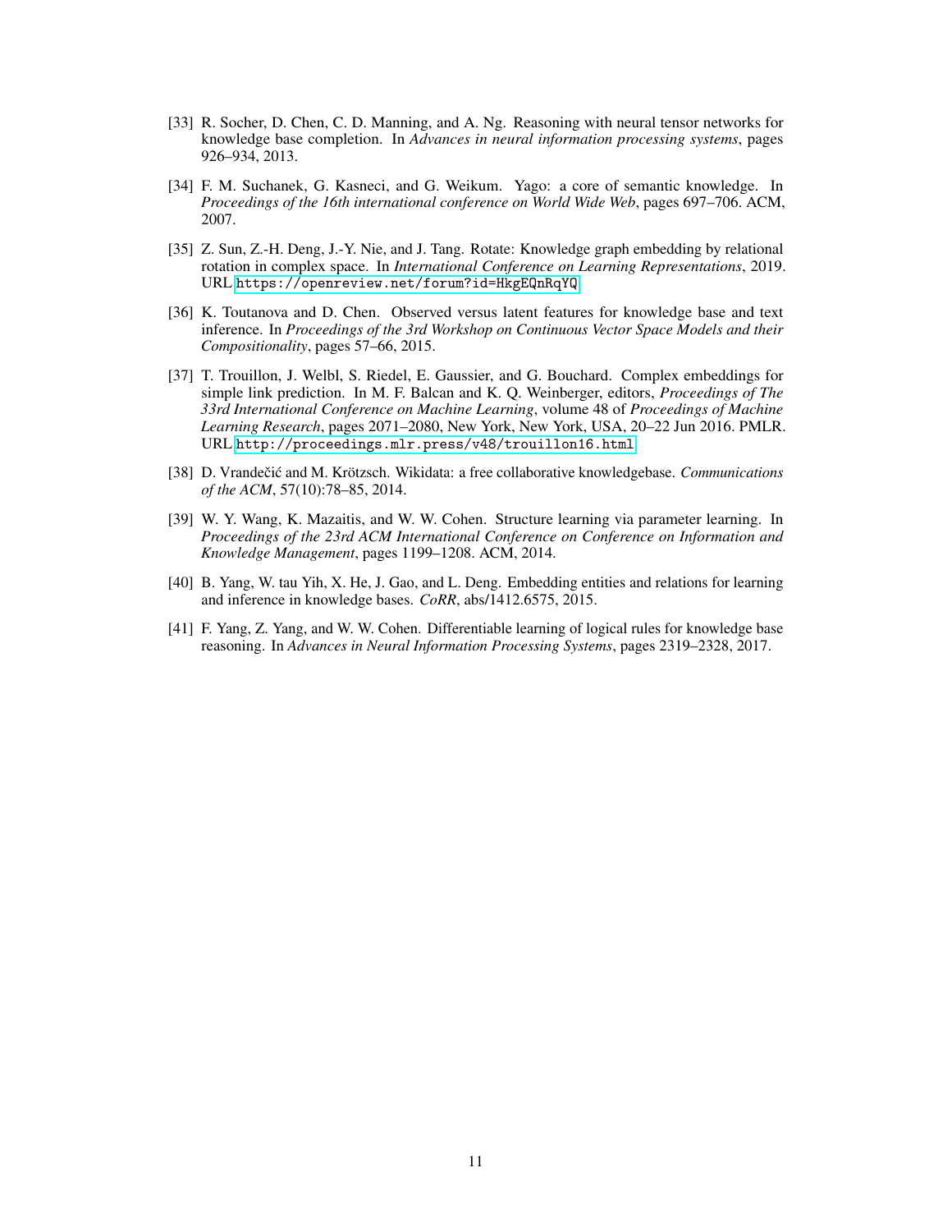[33] R. Socher, D. Chen, C. D. Manning, and A. Ng. Reasoning with neural tensor networks for knowledge base completion. In *Advances in neural information processing systems*, pages 926–934, 2013.

[34] F. M. Suchanek, G. Kasneci, and G. Weikum. Yago: a core of semantic knowledge. In *Proceedings of the 16th international conference on World Wide Web*, pages 697–706. ACM, 2007.

[35] Z. Sun, Z.-H. Deng, J.-Y. Nie, and J. Tang. Rotate: Knowledge graph embedding by relational rotation in complex space. In *International Conference on Learning Representations*, 2019. URL `https://openreview.net/forum?id=HkgEQnRqYQ`.

[36] K. Toutanova and D. Chen. Observed versus latent features for knowledge base and text inference. In *Proceedings of the 3rd Workshop on Continuous Vector Space Models and their Compositionality*, pages 57–66, 2015.

[37] T. Trouillon, J. Welbl, S. Riedel, E. Gaussier, and G. Bouchard. Complex embeddings for simple link prediction. In M. F. Balcan and K. Q. Weinberger, editors, *Proceedings of The 33rd International Conference on Machine Learning*, volume 48 of *Proceedings of Machine Learning Research*, pages 2071–2080, New York, New York, USA, 20–22 Jun 2016. PMLR. URL `http://proceedings.mlr.press/v48/trouillon16.html`.

[38] D. Vrandečić and M. Krötzsch. Wikidata: a free collaborative knowledgebase. *Communications of the ACM*, 57(10):78–85, 2014.

[39] W. Y. Wang, K. Mazaitis, and W. W. Cohen. Structure learning via parameter learning. In *Proceedings of the 23rd ACM International Conference on Conference on Information and Knowledge Management*, pages 1199–1208. ACM, 2014.

[40] B. Yang, W. tau Yih, X. He, J. Gao, and L. Deng. Embedding entities and relations for learning and inference in knowledge bases. *CoRR*, abs/1412.6575, 2015.

[41] F. Yang, Z. Yang, and W. W. Cohen. Differentiable learning of logical rules for knowledge base reasoning. In *Advances in Neural Information Processing Systems*, pages 2319–2328, 2017.